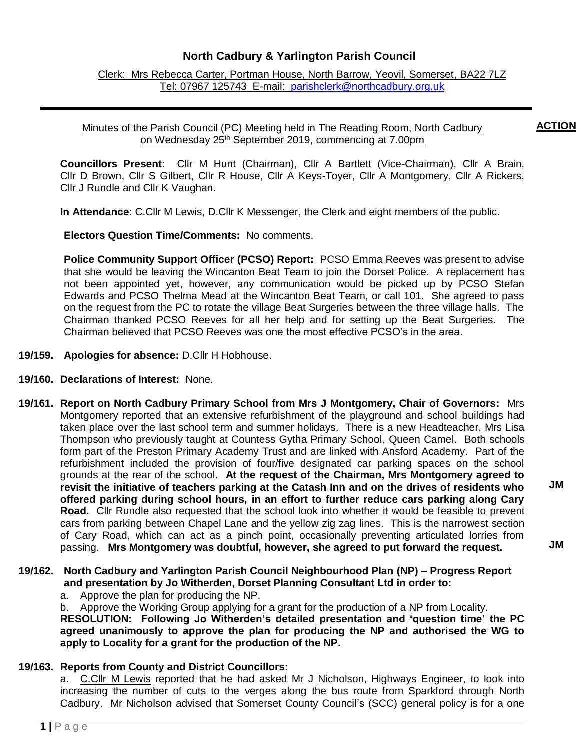# North Cadbury & Yarlington Parish Council

Clerk: Mrs Rebecca Carter, Portman House, North Barrow, Yeovil, Somerset, BA22 7LZ
Tel: 07967 125743 E-mail: parishclerk@northcadbury.org.uk

---

Minutes of the Parish Council (PC) Meeting held in The Reading Room, North Cadbury on Wednesday 25th September 2019, commencing at 7.00pm

**ACTION**

**Councillors Present**: Cllr M Hunt (Chairman), Cllr A Bartlett (Vice-Chairman), Cllr A Brain, Cllr D Brown, Cllr S Gilbert, Cllr R House, Cllr A Keys-Toyer, Cllr A Montgomery, Cllr A Rickers, Cllr J Rundle and Cllr K Vaughan.

**In Attendance**: C.Cllr M Lewis, D.Cllr K Messenger, the Clerk and eight members of the public.

**Electors Question Time/Comments:** No comments.

**Police Community Support Officer (PCSO) Report:** PCSO Emma Reeves was present to advise that she would be leaving the Wincanton Beat Team to join the Dorset Police. A replacement has not been appointed yet, however, any communication would be picked up by PCSO Stefan Edwards and PCSO Thelma Mead at the Wincanton Beat Team, or call 101. She agreed to pass on the request from the PC to rotate the village Beat Surgeries between the three village halls. The Chairman thanked PCSO Reeves for all her help and for setting up the Beat Surgeries. The Chairman believed that PCSO Reeves was one the most effective PCSO's in the area.

**19/159. Apologies for absence:** D.Cllr H Hobhouse.

**19/160. Declarations of Interest:** None.

**19/161. Report on North Cadbury Primary School from Mrs J Montgomery, Chair of Governors:** Mrs Montgomery reported that an extensive refurbishment of the playground and school buildings had taken place over the last school term and summer holidays. There is a new Headteacher, Mrs Lisa Thompson who previously taught at Countess Gytha Primary School, Queen Camel. Both schools form part of the Preston Primary Academy Trust and are linked with Ansford Academy. Part of the refurbishment included the provision of four/five designated car parking spaces on the school grounds at the rear of the school. **At the request of the Chairman, Mrs Montgomery agreed to revisit the initiative of teachers parking at the Catash Inn and on the drives of residents who offered parking during school hours, in an effort to further reduce cars parking along Cary Road.** Cllr Rundle also requested that the school look into whether it would be feasible to prevent cars from parking between Chapel Lane and the yellow zig zag lines. This is the narrowest section of Cary Road, which can act as a pinch point, occasionally preventing articulated lorries from passing. **Mrs Montgomery was doubtful, however, she agreed to put forward the request.** **JM** **JM**

**19/162. North Cadbury and Yarlington Parish Council Neighbourhood Plan (NP) – Progress Report and presentation by Jo Witherden, Dorset Planning Consultant Ltd in order to:**

a. Approve the plan for producing the NP.

b. Approve the Working Group applying for a grant for the production of a NP from Locality.

**RESOLUTION: Following Jo Witherden's detailed presentation and 'question time' the PC agreed unanimously to approve the plan for producing the NP and authorised the WG to apply to Locality for a grant for the production of the NP.**

**19/163. Reports from County and District Councillors:**

a. C.Cllr M Lewis reported that he had asked Mr J Nicholson, Highways Engineer, to look into increasing the number of cuts to the verges along the bus route from Sparkford through North Cadbury. Mr Nicholson advised that Somerset County Council's (SCC) general policy is for a one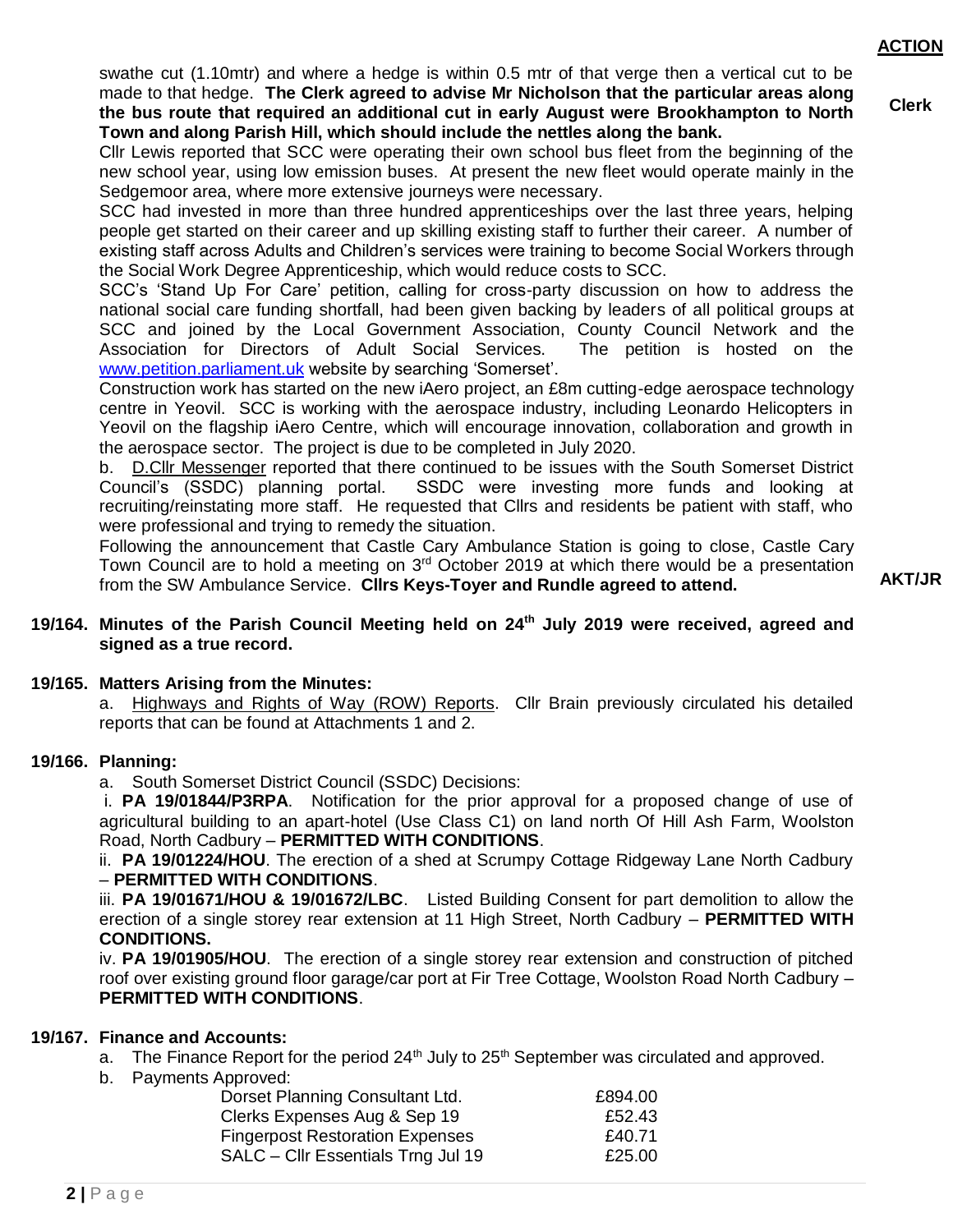**ACTION**

swathe cut (1.10mtr) and where a hedge is within 0.5 mtr of that verge then a vertical cut to be made to that hedge. **The Clerk agreed to advise Mr Nicholson that the particular areas along the bus route that required an additional cut in early August were Brookhampton to North Town and along Parish Hill, which should include the nettles along the bank.** **Clerk**

Cllr Lewis reported that SCC were operating their own school bus fleet from the beginning of the new school year, using low emission buses. At present the new fleet would operate mainly in the Sedgemoor area, where more extensive journeys were necessary.

SCC had invested in more than three hundred apprenticeships over the last three years, helping people get started on their career and up skilling existing staff to further their career. A number of existing staff across Adults and Children's services were training to become Social Workers through the Social Work Degree Apprenticeship, which would reduce costs to SCC.

SCC's 'Stand Up For Care' petition, calling for cross-party discussion on how to address the national social care funding shortfall, had been given backing by leaders of all political groups at SCC and joined by the Local Government Association, County Council Network and the Association for Directors of Adult Social Services. The petition is hosted on the www.petition.parliament.uk website by searching 'Somerset'.

Construction work has started on the new iAero project, an £8m cutting-edge aerospace technology centre in Yeovil. SCC is working with the aerospace industry, including Leonardo Helicopters in Yeovil on the flagship iAero Centre, which will encourage innovation, collaboration and growth in the aerospace sector. The project is due to be completed in July 2020.

b. D.Cllr Messenger reported that there continued to be issues with the South Somerset District Council's (SSDC) planning portal. SSDC were investing more funds and looking at recruiting/reinstating more staff. He requested that Cllrs and residents be patient with staff, who were professional and trying to remedy the situation.

Following the announcement that Castle Cary Ambulance Station is going to close, Castle Cary Town Council are to hold a meeting on 3rd October 2019 at which there would be a presentation from the SW Ambulance Service. **Cllrs Keys-Toyer and Rundle agreed to attend.** **AKT/JR**

**19/164. Minutes of the Parish Council Meeting held on 24th July 2019 were received, agreed and signed as a true record.**

**19/165. Matters Arising from the Minutes:**

a. Highways and Rights of Way (ROW) Reports. Cllr Brain previously circulated his detailed reports that can be found at Attachments 1 and 2.

**19/166. Planning:**

a. South Somerset District Council (SSDC) Decisions:

i. **PA 19/01844/P3RPA**. Notification for the prior approval for a proposed change of use of agricultural building to an apart-hotel (Use Class C1) on land north Of Hill Ash Farm, Woolston Road, North Cadbury – **PERMITTED WITH CONDITIONS**.

ii. **PA 19/01224/HOU**. The erection of a shed at Scrumpy Cottage Ridgeway Lane North Cadbury – **PERMITTED WITH CONDITIONS**.

iii. **PA 19/01671/HOU & 19/01672/LBC**. Listed Building Consent for part demolition to allow the erection of a single storey rear extension at 11 High Street, North Cadbury – **PERMITTED WITH CONDITIONS.**

iv. **PA 19/01905/HOU**. The erection of a single storey rear extension and construction of pitched roof over existing ground floor garage/car port at Fir Tree Cottage, Woolston Road North Cadbury – **PERMITTED WITH CONDITIONS**.

**19/167. Finance and Accounts:**

a. The Finance Report for the period 24th July to 25th September was circulated and approved.

b. Payments Approved:

| | |
|---|---|
| Dorset Planning Consultant Ltd. | £894.00 |
| Clerks Expenses Aug & Sep 19 | £52.43 |
| Fingerpost Restoration Expenses | £40.71 |
| SALC – Cllr Essentials Trng Jul 19 | £25.00 |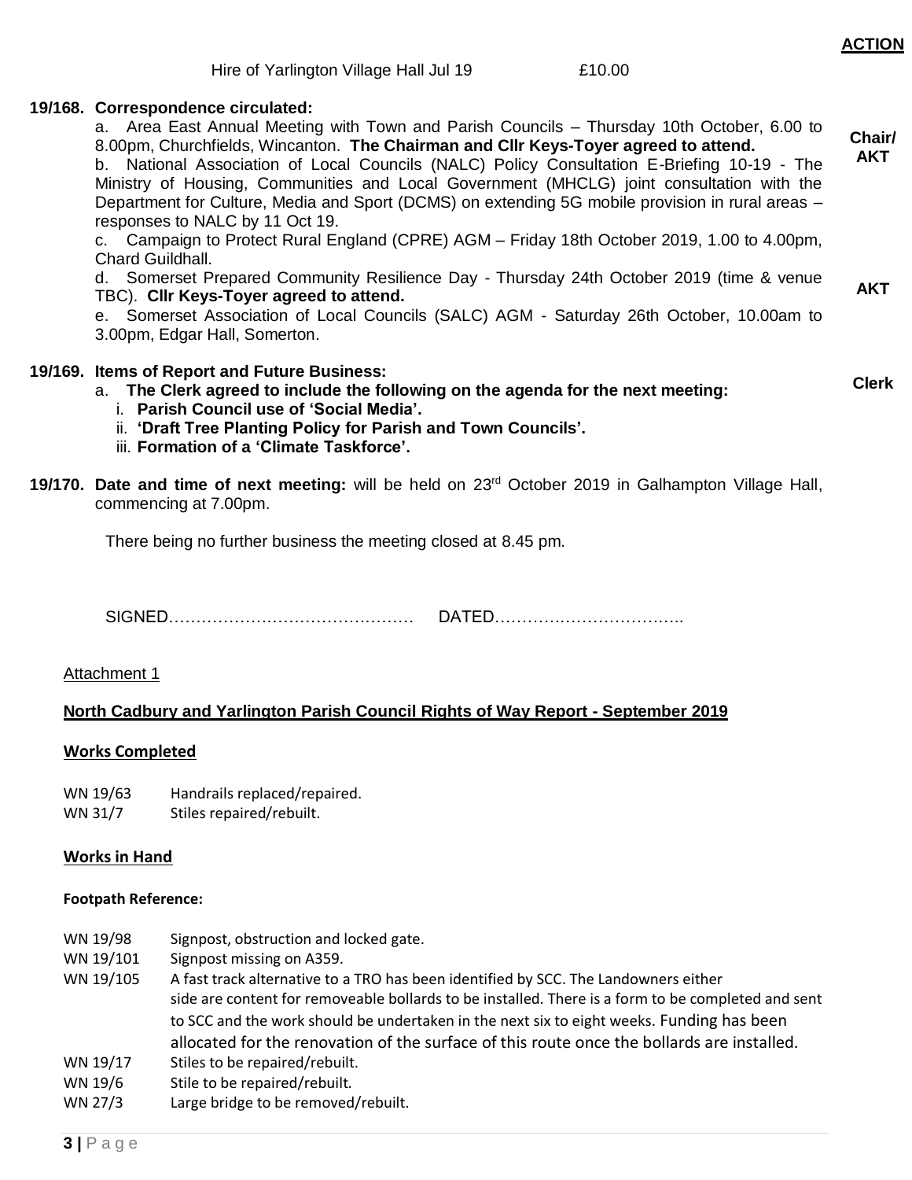**ACTION**

Hire of Yarlington Village Hall Jul 19 £10.00

**19/168. Correspondence circulated:**

a. Area East Annual Meeting with Town and Parish Councils – Thursday 10th October, 6.00 to 8.00pm, Churchfields, Wincanton. **The Chairman and Cllr Keys-Toyer agreed to attend.** — **Chair/ AKT**

b. National Association of Local Councils (NALC) Policy Consultation E-Briefing 10-19 - The Ministry of Housing, Communities and Local Government (MHCLG) joint consultation with the Department for Culture, Media and Sport (DCMS) on extending 5G mobile provision in rural areas – responses to NALC by 11 Oct 19.

c. Campaign to Protect Rural England (CPRE) AGM – Friday 18th October 2019, 1.00 to 4.00pm, Chard Guildhall.

d. Somerset Prepared Community Resilience Day - Thursday 24th October 2019 (time & venue TBC). **Cllr Keys-Toyer agreed to attend.** — **AKT**

e. Somerset Association of Local Councils (SALC) AGM - Saturday 26th October, 10.00am to 3.00pm, Edgar Hall, Somerton.

**19/169. Items of Report and Future Business:**

a. **The Clerk agreed to include the following on the agenda for the next meeting:** — **Clerk**

i. **Parish Council use of 'Social Media'.**
ii. **'Draft Tree Planting Policy for Parish and Town Councils'.**
iii. **Formation of a 'Climate Taskforce'.**

**19/170. Date and time of next meeting:** will be held on 23rd October 2019 in Galhampton Village Hall, commencing at 7.00pm.

There being no further business the meeting closed at 8.45 pm.

SIGNED……………………………………… DATED…………………………….

Attachment 1

**North Cadbury and Yarlington Parish Council Rights of Way Report - September 2019**

**Works Completed**

| | |
|---|---|
| WN 19/63 | Handrails replaced/repaired. |
| WN 31/7 | Stiles repaired/rebuilt. |

**Works in Hand**

**Footpath Reference:**

| | |
|---|---|
| WN 19/98 | Signpost, obstruction and locked gate. |
| WN 19/101 | Signpost missing on A359. |
| WN 19/105 | A fast track alternative to a TRO has been identified by SCC. The Landowners either side are content for removeable bollards to be installed. There is a form to be completed and sent to SCC and the work should be undertaken in the next six to eight weeks. Funding has been allocated for the renovation of the surface of this route once the bollards are installed. |
| WN 19/17 | Stiles to be repaired/rebuilt. |
| WN 19/6 | Stile to be repaired/rebuilt. |
| WN 27/3 | Large bridge to be removed/rebuilt. |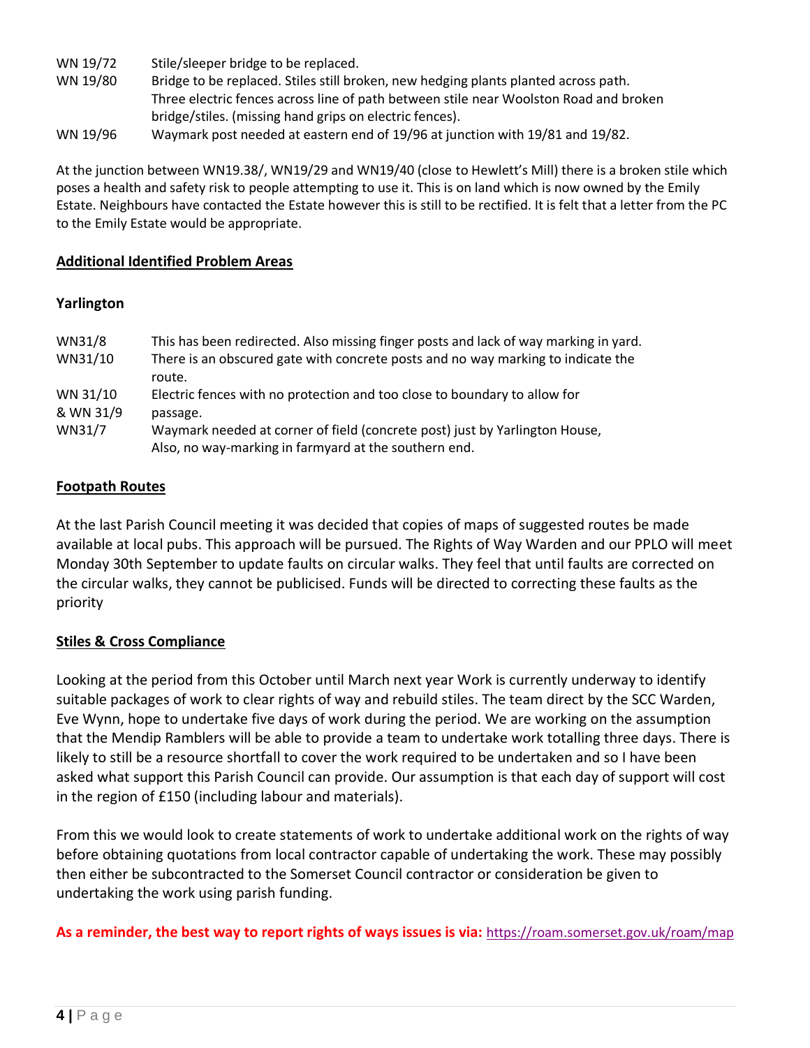| | |
|---|---|
| WN 19/72 | Stile/sleeper bridge to be replaced. |
| WN 19/80 | Bridge to be replaced. Stiles still broken, new hedging plants planted across path. Three electric fences across line of path between stile near Woolston Road and broken bridge/stiles. (missing hand grips on electric fences). |
| WN 19/96 | Waymark post needed at eastern end of 19/96 at junction with 19/81 and 19/82. |

At the junction between WN19.38/, WN19/29 and WN19/40 (close to Hewlett's Mill) there is a broken stile which poses a health and safety risk to people attempting to use it. This is on land which is now owned by the Emily Estate. Neighbours have contacted the Estate however this is still to be rectified. It is felt that a letter from the PC to the Emily Estate would be appropriate.

## Additional Identified Problem Areas

### Yarlington

| | |
|---|---|
| WN31/8 | This has been redirected. Also missing finger posts and lack of way marking in yard. |
| WN31/10 | There is an obscured gate with concrete posts and no way marking to indicate the route. |
| WN 31/10 & WN 31/9 | Electric fences with no protection and too close to boundary to allow for passage. |
| WN31/7 | Waymark needed at corner of field (concrete post) just by Yarlington House, Also, no way-marking in farmyard at the southern end. |

## Footpath Routes

At the last Parish Council meeting it was decided that copies of maps of suggested routes be made available at local pubs. This approach will be pursued. The Rights of Way Warden and our PPLO will meet Monday 30th September to update faults on circular walks. They feel that until faults are corrected on the circular walks, they cannot be publicised. Funds will be directed to correcting these faults as the priority

## Stiles & Cross Compliance

Looking at the period from this October until March next year Work is currently underway to identify suitable packages of work to clear rights of way and rebuild stiles. The team direct by the SCC Warden, Eve Wynn, hope to undertake five days of work during the period. We are working on the assumption that the Mendip Ramblers will be able to provide a team to undertake work totalling three days. There is likely to still be a resource shortfall to cover the work required to be undertaken and so I have been asked what support this Parish Council can provide. Our assumption is that each day of support will cost in the region of £150 (including labour and materials).

From this we would look to create statements of work to undertake additional work on the rights of way before obtaining quotations from local contractor capable of undertaking the work. These may possibly then either be subcontracted to the Somerset Council contractor or consideration be given to undertaking the work using parish funding.

**As a reminder, the best way to report rights of ways issues is via:** https://roam.somerset.gov.uk/roam/map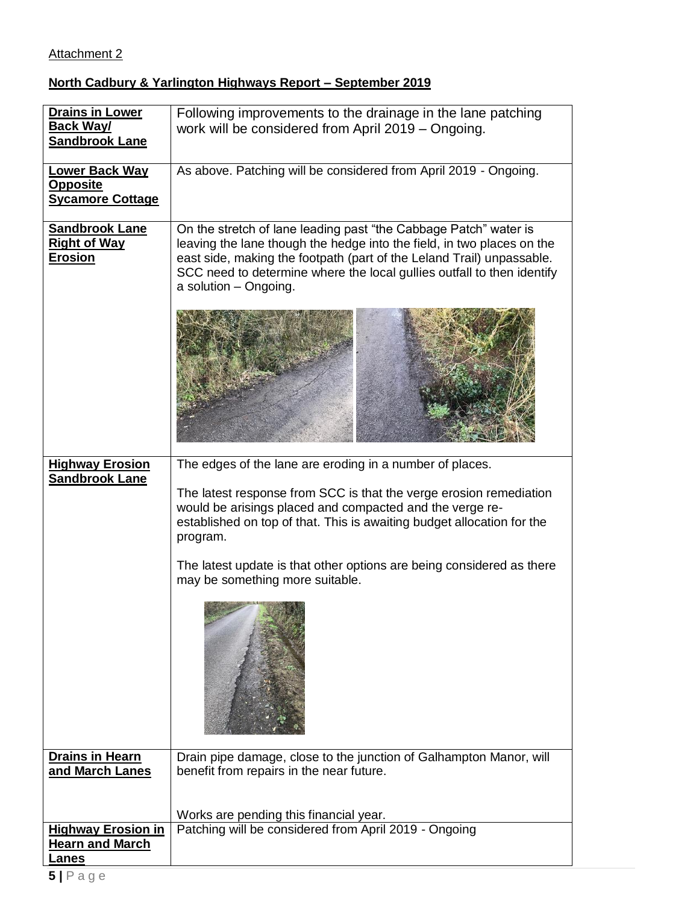Attachment 2

## North Cadbury & Yarlington Highways Report – September 2019

| Item | Update |
| --- | --- |
| **Drains in Lower Back Way/ Sandbrook Lane** | Following improvements to the drainage in the lane patching work will be considered from April 2019 – Ongoing. |
| **Lower Back Way Opposite Sycamore Cottage** | As above. Patching will be considered from April 2019 - Ongoing. |
| **Sandbrook Lane Right of Way Erosion** | On the stretch of lane leading past "the Cabbage Patch" water is leaving the lane though the hedge into the field, in two places on the east side, making the footpath (part of the Leland Trail) unpassable. SCC need to determine where the local gullies outfall to then identify a solution – Ongoing. |
| **Highway Erosion Sandbrook Lane** | The edges of the lane are eroding in a number of places.<br><br>The latest response from SCC is that the verge erosion remediation would be arisings placed and compacted and the verge re-established on top of that. This is awaiting budget allocation for the program.<br><br>The latest update is that other options are being considered as there may be something more suitable. |
| **Drains in Hearn and March Lanes** | Drain pipe damage, close to the junction of Galhampton Manor, will benefit from repairs in the near future.<br><br>Works are pending this financial year. |
| **Highway Erosion in Hearn and March Lanes** | Patching will be considered from April 2019 - Ongoing |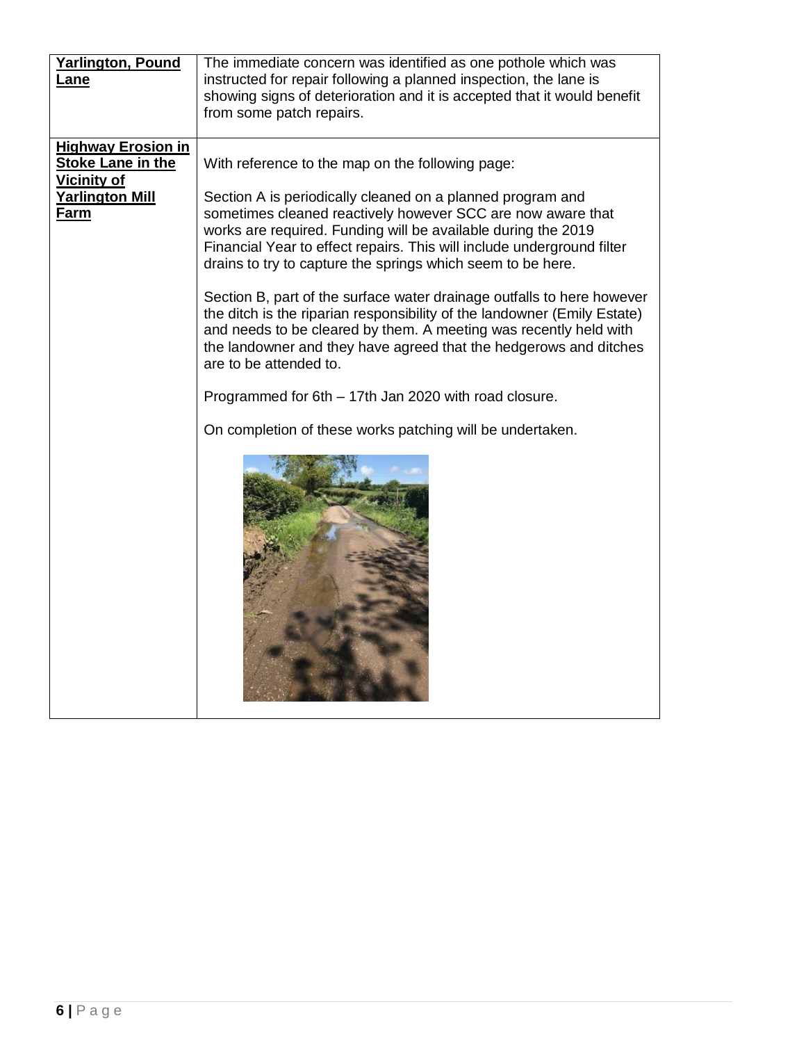| | |
|---|---|
| **Yarlington, Pound Lane** | The immediate concern was identified as one pothole which was instructed for repair following a planned inspection, the lane is showing signs of deterioration and it is accepted that it would benefit from some patch repairs. |
| **Highway Erosion in Stoke Lane in the Vicinity of Yarlington Mill Farm** | With reference to the map on the following page:<br><br>Section A is periodically cleaned on a planned program and sometimes cleaned reactively however SCC are now aware that works are required. Funding will be available during the 2019 Financial Year to effect repairs. This will include underground filter drains to try to capture the springs which seem to be here.<br><br>Section B, part of the surface water drainage outfalls to here however the ditch is the riparian responsibility of the landowner (Emily Estate) and needs to be cleared by them. A meeting was recently held with the landowner and they have agreed that the hedgerows and ditches are to be attended to.<br><br>Programmed for 6th – 17th Jan 2020 with road closure.<br><br>On completion of these works patching will be undertaken. |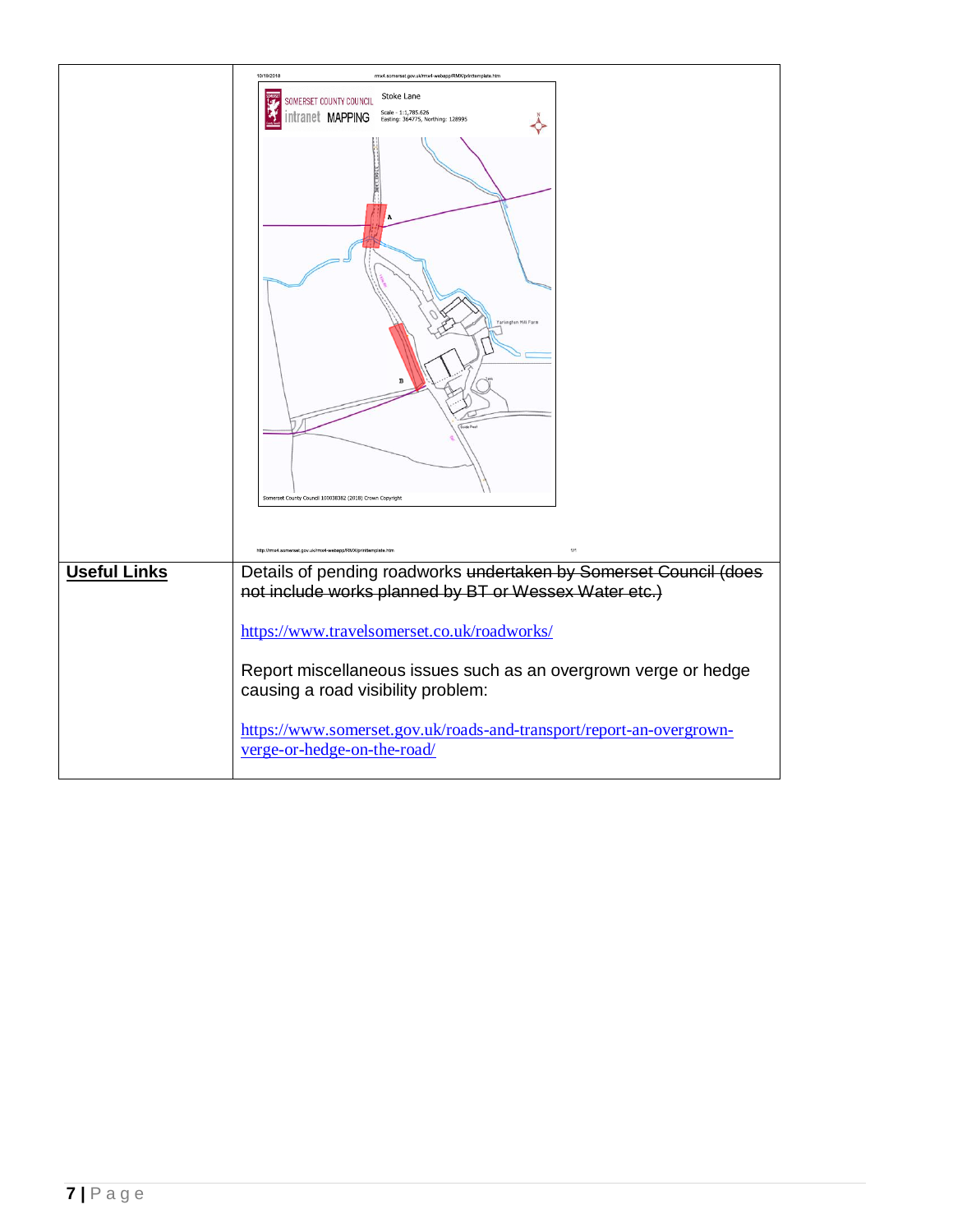| | |
|---|---|
| | 10/19/2018 mx4.somerset.gov.uk/mx4-webapp/RMX/printtemplate.htm<br>SOMERSET COUNTY COUNCIL intranet MAPPING<br>Stoke Lane<br>Scale - 1:1,785.626<br>Easting: 364775, Northing: 128995<br>A<br>B<br>Farrington Hill Farm<br>Somerset County Council 100038382 (2018) Crown Copyright<br>http://mx4.somerset.gov.uk/mx4-webapp/RMX/printtemplate.htm 1/1 |
| **Useful Links** | Details of pending roadworks ~~undertaken by Somerset Council (does not include works planned by BT or Wessex Water etc.)~~<br><br>https://www.travelsomerset.co.uk/roadworks/<br><br>Report miscellaneous issues such as an overgrown verge or hedge causing a road visibility problem:<br><br>https://www.somerset.gov.uk/roads-and-transport/report-an-overgrown-verge-or-hedge-on-the-road/ |